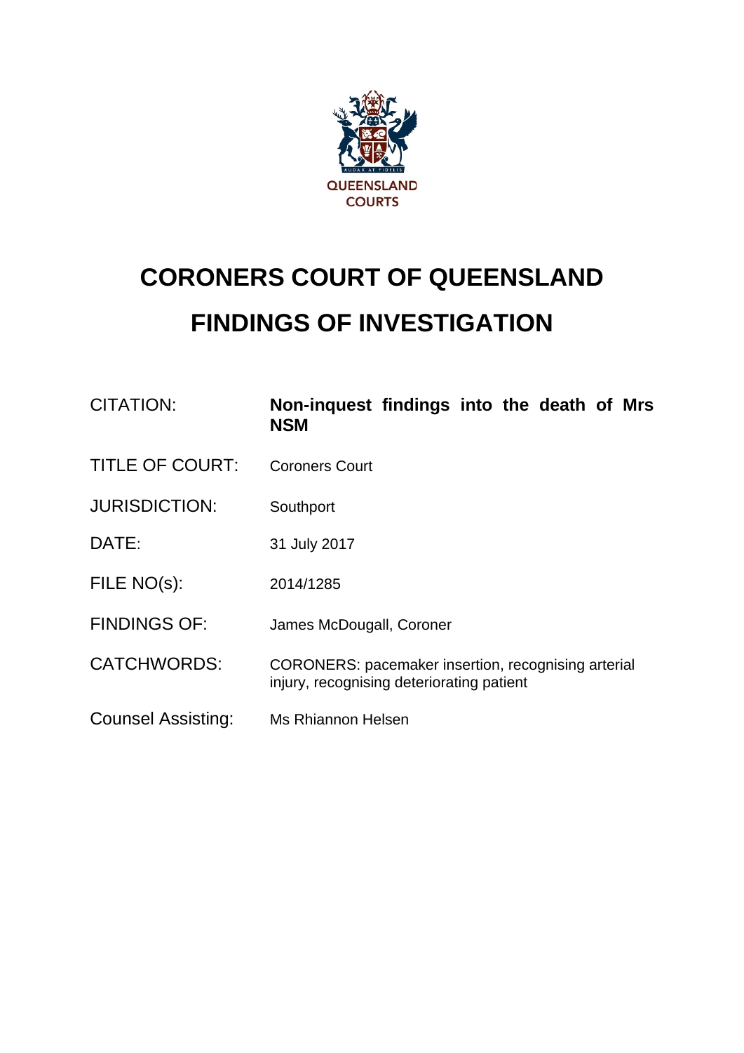QUEENSLAND COURTS

# CORONERS COURT OF QUEENSLAND

# FINDINGS OF INVESTIGATION

| | |
|---|---|
| CITATION: | **Non-inquest findings into the death of Mrs NSM** |
| TITLE OF COURT: | Coroners Court |
| JURISDICTION: | Southport |
| DATE: | 31 July 2017 |
| FILE NO(s): | 2014/1285 |
| FINDINGS OF: | James McDougall, Coroner |
| CATCHWORDS: | CORONERS: pacemaker insertion, recognising arterial injury, recognising deteriorating patient |
| Counsel Assisting: | Ms Rhiannon Helsen |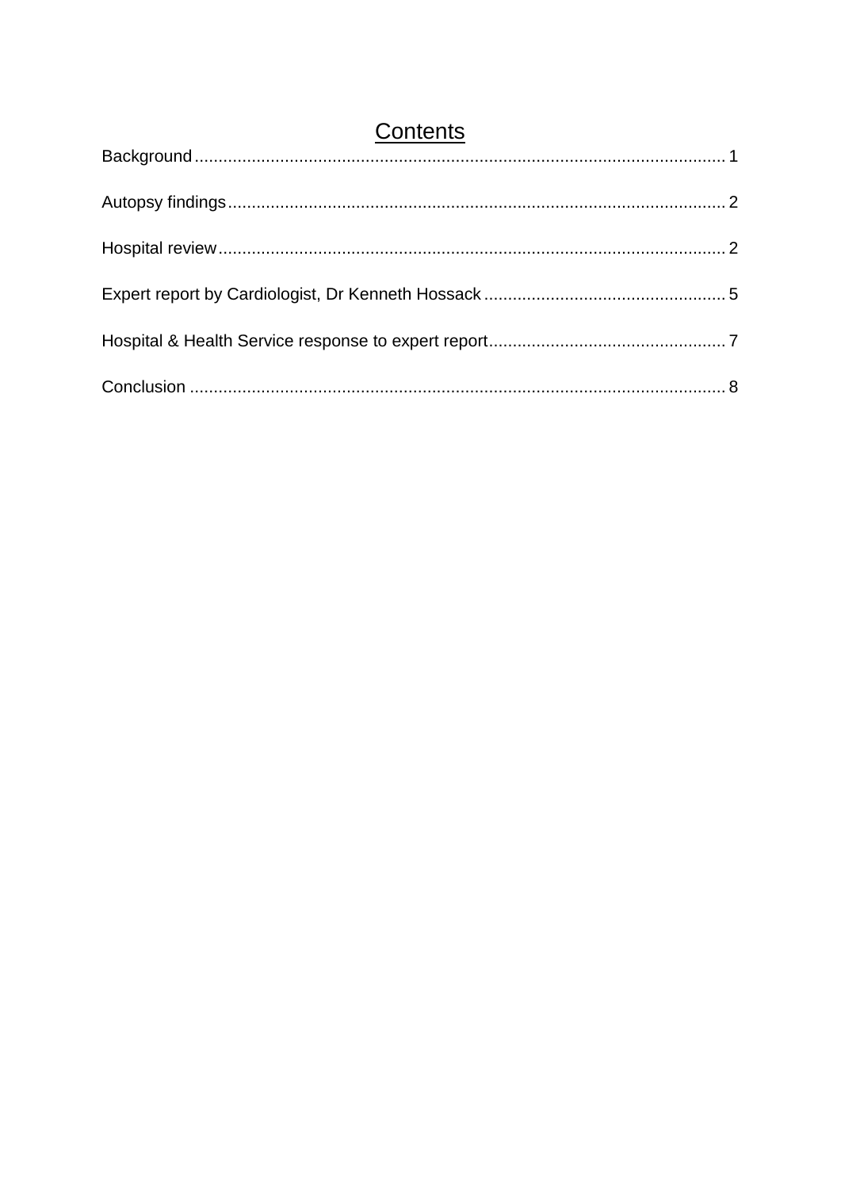# Contents

Background ........................................................................................................ 1

Autopsy findings .................................................................................................. 2

Hospital review ..................................................................................................... 2

Expert report by Cardiologist, Dr Kenneth Hossack ................................................... 5

Hospital & Health Service response to expert report ................................................. 7

Conclusion .......................................................................................................... 8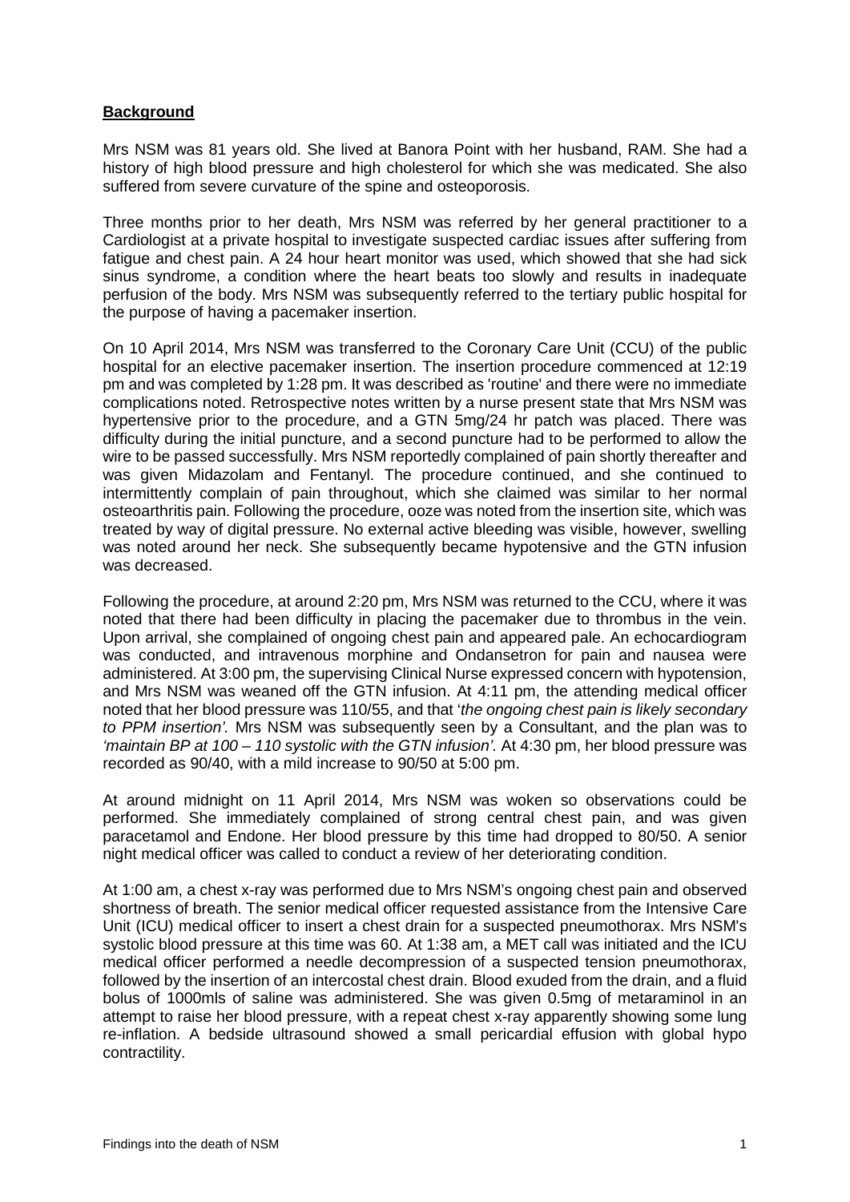**Background**

Mrs NSM was 81 years old. She lived at Banora Point with her husband, RAM. She had a history of high blood pressure and high cholesterol for which she was medicated. She also suffered from severe curvature of the spine and osteoporosis.

Three months prior to her death, Mrs NSM was referred by her general practitioner to a Cardiologist at a private hospital to investigate suspected cardiac issues after suffering from fatigue and chest pain. A 24 hour heart monitor was used, which showed that she had sick sinus syndrome, a condition where the heart beats too slowly and results in inadequate perfusion of the body. Mrs NSM was subsequently referred to the tertiary public hospital for the purpose of having a pacemaker insertion.

On 10 April 2014, Mrs NSM was transferred to the Coronary Care Unit (CCU) of the public hospital for an elective pacemaker insertion. The insertion procedure commenced at 12:19 pm and was completed by 1:28 pm. It was described as 'routine' and there were no immediate complications noted. Retrospective notes written by a nurse present state that Mrs NSM was hypertensive prior to the procedure, and a GTN 5mg/24 hr patch was placed. There was difficulty during the initial puncture, and a second puncture had to be performed to allow the wire to be passed successfully. Mrs NSM reportedly complained of pain shortly thereafter and was given Midazolam and Fentanyl. The procedure continued, and she continued to intermittently complain of pain throughout, which she claimed was similar to her normal osteoarthritis pain. Following the procedure, ooze was noted from the insertion site, which was treated by way of digital pressure. No external active bleeding was visible, however, swelling was noted around her neck. She subsequently became hypotensive and the GTN infusion was decreased.

Following the procedure, at around 2:20 pm, Mrs NSM was returned to the CCU, where it was noted that there had been difficulty in placing the pacemaker due to thrombus in the vein. Upon arrival, she complained of ongoing chest pain and appeared pale. An echocardiogram was conducted, and intravenous morphine and Ondansetron for pain and nausea were administered. At 3:00 pm, the supervising Clinical Nurse expressed concern with hypotension, and Mrs NSM was weaned off the GTN infusion. At 4:11 pm, the attending medical officer noted that her blood pressure was 110/55, and that '*the ongoing chest pain is likely secondary to PPM insertion'.* Mrs NSM was subsequently seen by a Consultant, and the plan was to *'maintain BP at 100 – 110 systolic with the GTN infusion'.* At 4:30 pm, her blood pressure was recorded as 90/40, with a mild increase to 90/50 at 5:00 pm.

At around midnight on 11 April 2014, Mrs NSM was woken so observations could be performed. She immediately complained of strong central chest pain, and was given paracetamol and Endone. Her blood pressure by this time had dropped to 80/50. A senior night medical officer was called to conduct a review of her deteriorating condition.

At 1:00 am, a chest x-ray was performed due to Mrs NSM's ongoing chest pain and observed shortness of breath. The senior medical officer requested assistance from the Intensive Care Unit (ICU) medical officer to insert a chest drain for a suspected pneumothorax. Mrs NSM's systolic blood pressure at this time was 60. At 1:38 am, a MET call was initiated and the ICU medical officer performed a needle decompression of a suspected tension pneumothorax, followed by the insertion of an intercostal chest drain. Blood exuded from the drain, and a fluid bolus of 1000mls of saline was administered. She was given 0.5mg of metaraminol in an attempt to raise her blood pressure, with a repeat chest x-ray apparently showing some lung re-inflation. A bedside ultrasound showed a small pericardial effusion with global hypo contractility.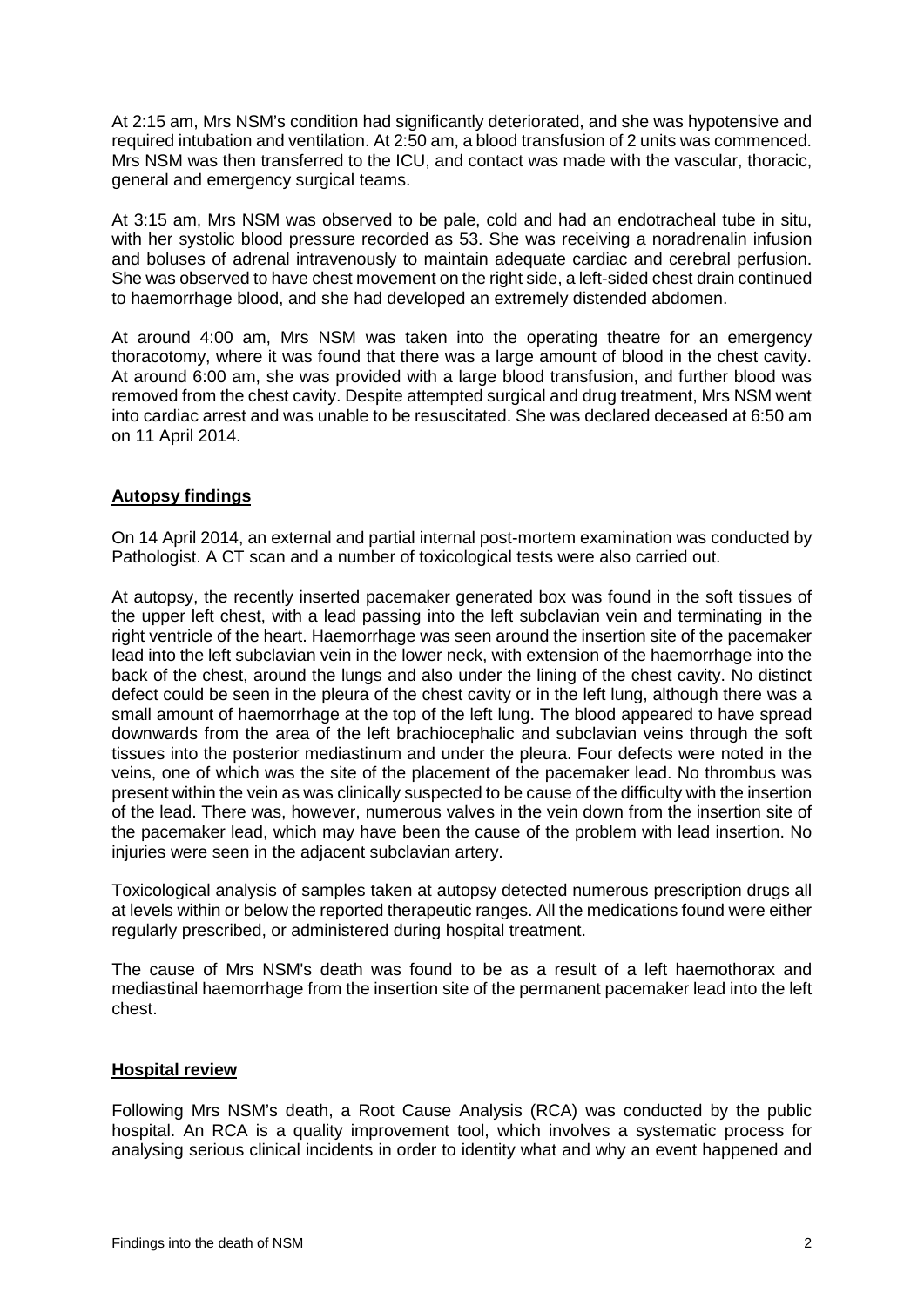At 2:15 am, Mrs NSM's condition had significantly deteriorated, and she was hypotensive and required intubation and ventilation. At 2:50 am, a blood transfusion of 2 units was commenced. Mrs NSM was then transferred to the ICU, and contact was made with the vascular, thoracic, general and emergency surgical teams.

At 3:15 am, Mrs NSM was observed to be pale, cold and had an endotracheal tube in situ, with her systolic blood pressure recorded as 53. She was receiving a noradrenalin infusion and boluses of adrenal intravenously to maintain adequate cardiac and cerebral perfusion. She was observed to have chest movement on the right side, a left-sided chest drain continued to haemorrhage blood, and she had developed an extremely distended abdomen.

At around 4:00 am, Mrs NSM was taken into the operating theatre for an emergency thoracotomy, where it was found that there was a large amount of blood in the chest cavity. At around 6:00 am, she was provided with a large blood transfusion, and further blood was removed from the chest cavity. Despite attempted surgical and drug treatment, Mrs NSM went into cardiac arrest and was unable to be resuscitated. She was declared deceased at 6:50 am on 11 April 2014.

## Autopsy findings

On 14 April 2014, an external and partial internal post-mortem examination was conducted by Pathologist. A CT scan and a number of toxicological tests were also carried out.

At autopsy, the recently inserted pacemaker generated box was found in the soft tissues of the upper left chest, with a lead passing into the left subclavian vein and terminating in the right ventricle of the heart. Haemorrhage was seen around the insertion site of the pacemaker lead into the left subclavian vein in the lower neck, with extension of the haemorrhage into the back of the chest, around the lungs and also under the lining of the chest cavity. No distinct defect could be seen in the pleura of the chest cavity or in the left lung, although there was a small amount of haemorrhage at the top of the left lung. The blood appeared to have spread downwards from the area of the left brachiocephalic and subclavian veins through the soft tissues into the posterior mediastinum and under the pleura. Four defects were noted in the veins, one of which was the site of the placement of the pacemaker lead. No thrombus was present within the vein as was clinically suspected to be cause of the difficulty with the insertion of the lead. There was, however, numerous valves in the vein down from the insertion site of the pacemaker lead, which may have been the cause of the problem with lead insertion. No injuries were seen in the adjacent subclavian artery.

Toxicological analysis of samples taken at autopsy detected numerous prescription drugs all at levels within or below the reported therapeutic ranges. All the medications found were either regularly prescribed, or administered during hospital treatment.

The cause of Mrs NSM's death was found to be as a result of a left haemothorax and mediastinal haemorrhage from the insertion site of the permanent pacemaker lead into the left chest.

## Hospital review

Following Mrs NSM's death, a Root Cause Analysis (RCA) was conducted by the public hospital. An RCA is a quality improvement tool, which involves a systematic process for analysing serious clinical incidents in order to identity what and why an event happened and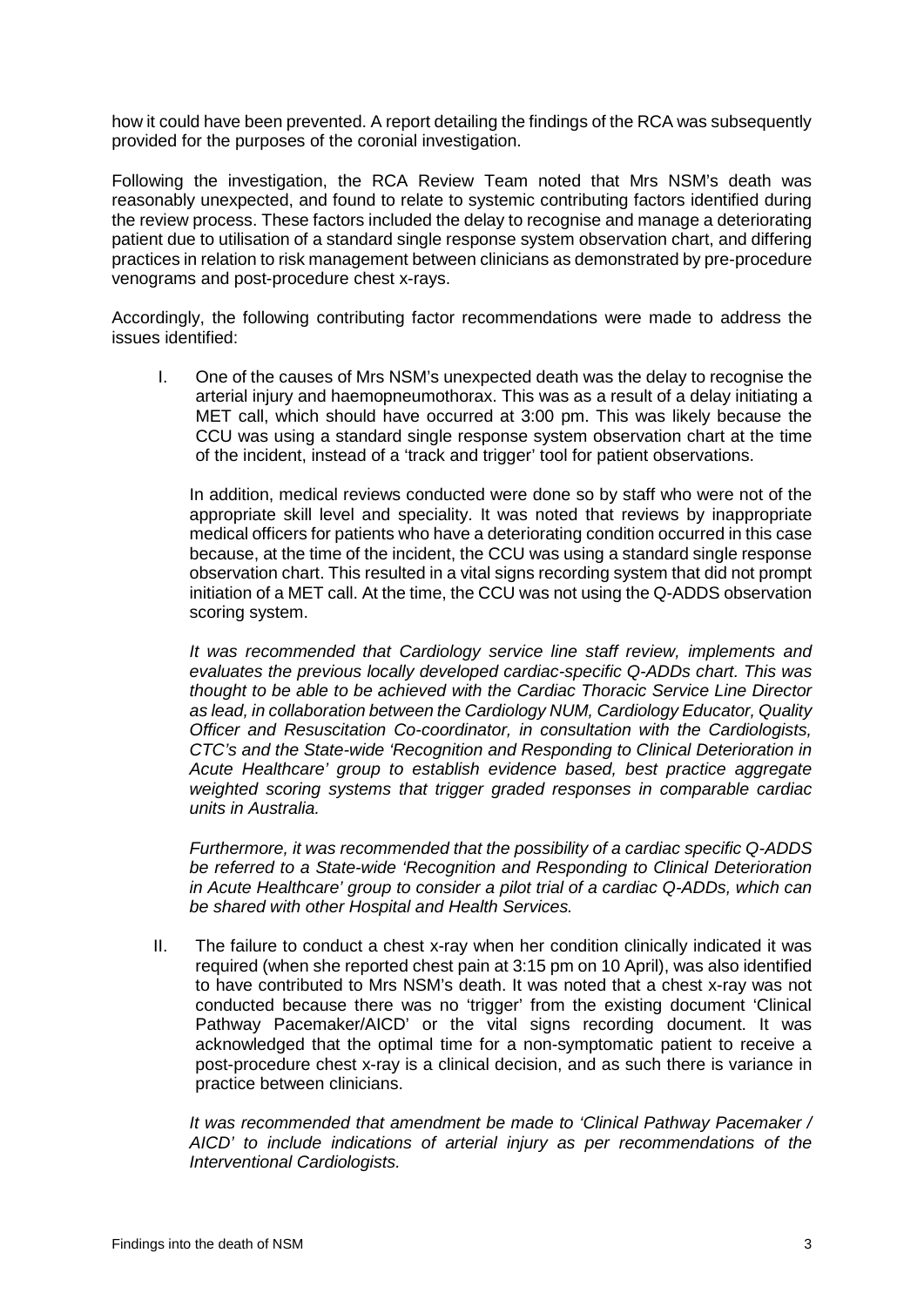how it could have been prevented. A report detailing the findings of the RCA was subsequently provided for the purposes of the coronial investigation.

Following the investigation, the RCA Review Team noted that Mrs NSM's death was reasonably unexpected, and found to relate to systemic contributing factors identified during the review process. These factors included the delay to recognise and manage a deteriorating patient due to utilisation of a standard single response system observation chart, and differing practices in relation to risk management between clinicians as demonstrated by pre-procedure venograms and post-procedure chest x-rays.

Accordingly, the following contributing factor recommendations were made to address the issues identified:

I. One of the causes of Mrs NSM's unexpected death was the delay to recognise the arterial injury and haemopneumothorax. This was as a result of a delay initiating a MET call, which should have occurred at 3:00 pm. This was likely because the CCU was using a standard single response system observation chart at the time of the incident, instead of a 'track and trigger' tool for patient observations.

   In addition, medical reviews conducted were done so by staff who were not of the appropriate skill level and speciality. It was noted that reviews by inappropriate medical officers for patients who have a deteriorating condition occurred in this case because, at the time of the incident, the CCU was using a standard single response observation chart. This resulted in a vital signs recording system that did not prompt initiation of a MET call. At the time, the CCU was not using the Q-ADDS observation scoring system.

   *It was recommended that Cardiology service line staff review, implements and evaluates the previous locally developed cardiac-specific Q-ADDs chart. This was thought to be able to be achieved with the Cardiac Thoracic Service Line Director as lead, in collaboration between the Cardiology NUM, Cardiology Educator, Quality Officer and Resuscitation Co-coordinator, in consultation with the Cardiologists, CTC's and the State-wide 'Recognition and Responding to Clinical Deterioration in Acute Healthcare' group to establish evidence based, best practice aggregate weighted scoring systems that trigger graded responses in comparable cardiac units in Australia.*

   *Furthermore, it was recommended that the possibility of a cardiac specific Q-ADDS be referred to a State-wide 'Recognition and Responding to Clinical Deterioration in Acute Healthcare' group to consider a pilot trial of a cardiac Q-ADDs, which can be shared with other Hospital and Health Services.*

II. The failure to conduct a chest x-ray when her condition clinically indicated it was required (when she reported chest pain at 3:15 pm on 10 April), was also identified to have contributed to Mrs NSM's death. It was noted that a chest x-ray was not conducted because there was no 'trigger' from the existing document 'Clinical Pathway Pacemaker/AICD' or the vital signs recording document. It was acknowledged that the optimal time for a non-symptomatic patient to receive a post-procedure chest x-ray is a clinical decision, and as such there is variance in practice between clinicians.

   *It was recommended that amendment be made to 'Clinical Pathway Pacemaker / AICD' to include indications of arterial injury as per recommendations of the Interventional Cardiologists.*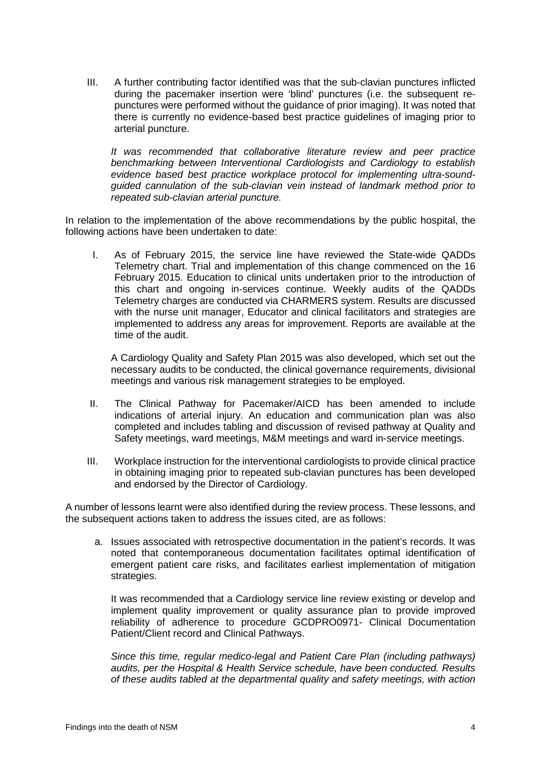III. A further contributing factor identified was that the sub-clavian punctures inflicted during the pacemaker insertion were 'blind' punctures (i.e. the subsequent re-punctures were performed without the guidance of prior imaging). It was noted that there is currently no evidence-based best practice guidelines of imaging prior to arterial puncture.

   *It was recommended that collaborative literature review and peer practice benchmarking between Interventional Cardiologists and Cardiology to establish evidence based best practice workplace protocol for implementing ultra-sound-guided cannulation of the sub-clavian vein instead of landmark method prior to repeated sub-clavian arterial puncture.*

In relation to the implementation of the above recommendations by the public hospital, the following actions have been undertaken to date:

I. As of February 2015, the service line have reviewed the State-wide QADDs Telemetry chart. Trial and implementation of this change commenced on the 16 February 2015. Education to clinical units undertaken prior to the introduction of this chart and ongoing in-services continue. Weekly audits of the QADDs Telemetry charges are conducted via CHARMERS system. Results are discussed with the nurse unit manager, Educator and clinical facilitators and strategies are implemented to address any areas for improvement. Reports are available at the time of the audit.

   A Cardiology Quality and Safety Plan 2015 was also developed, which set out the necessary audits to be conducted, the clinical governance requirements, divisional meetings and various risk management strategies to be employed.

II. The Clinical Pathway for Pacemaker/AICD has been amended to include indications of arterial injury. An education and communication plan was also completed and includes tabling and discussion of revised pathway at Quality and Safety meetings, ward meetings, M&M meetings and ward in-service meetings.

III. Workplace instruction for the interventional cardiologists to provide clinical practice in obtaining imaging prior to repeated sub-clavian punctures has been developed and endorsed by the Director of Cardiology.

A number of lessons learnt were also identified during the review process. These lessons, and the subsequent actions taken to address the issues cited, are as follows:

a. Issues associated with retrospective documentation in the patient's records. It was noted that contemporaneous documentation facilitates optimal identification of emergent patient care risks, and facilitates earliest implementation of mitigation strategies.

   It was recommended that a Cardiology service line review existing or develop and implement quality improvement or quality assurance plan to provide improved reliability of adherence to procedure GCDPRO0971- Clinical Documentation Patient/Client record and Clinical Pathways.

   *Since this time, regular medico-legal and Patient Care Plan (including pathways) audits, per the Hospital & Health Service schedule, have been conducted. Results of these audits tabled at the departmental quality and safety meetings, with action*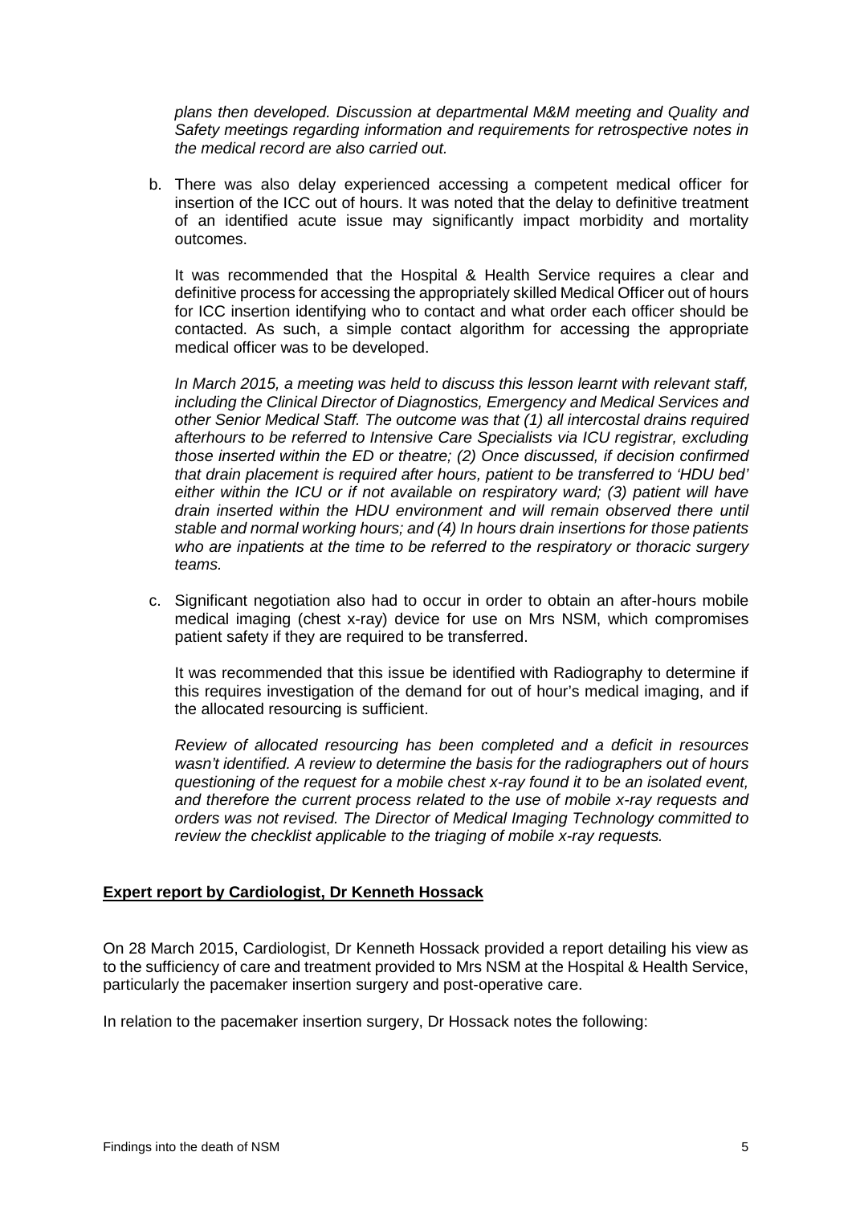*plans then developed. Discussion at departmental M&M meeting and Quality and Safety meetings regarding information and requirements for retrospective notes in the medical record are also carried out.*

b. There was also delay experienced accessing a competent medical officer for insertion of the ICC out of hours. It was noted that the delay to definitive treatment of an identified acute issue may significantly impact morbidity and mortality outcomes.

   It was recommended that the Hospital & Health Service requires a clear and definitive process for accessing the appropriately skilled Medical Officer out of hours for ICC insertion identifying who to contact and what order each officer should be contacted. As such, a simple contact algorithm for accessing the appropriate medical officer was to be developed.

   *In March 2015, a meeting was held to discuss this lesson learnt with relevant staff, including the Clinical Director of Diagnostics, Emergency and Medical Services and other Senior Medical Staff. The outcome was that (1) all intercostal drains required afterhours to be referred to Intensive Care Specialists via ICU registrar, excluding those inserted within the ED or theatre; (2) Once discussed, if decision confirmed that drain placement is required after hours, patient to be transferred to 'HDU bed' either within the ICU or if not available on respiratory ward; (3) patient will have drain inserted within the HDU environment and will remain observed there until stable and normal working hours; and (4) In hours drain insertions for those patients who are inpatients at the time to be referred to the respiratory or thoracic surgery teams.*

c. Significant negotiation also had to occur in order to obtain an after-hours mobile medical imaging (chest x-ray) device for use on Mrs NSM, which compromises patient safety if they are required to be transferred.

   It was recommended that this issue be identified with Radiography to determine if this requires investigation of the demand for out of hour's medical imaging, and if the allocated resourcing is sufficient.

   *Review of allocated resourcing has been completed and a deficit in resources wasn't identified. A review to determine the basis for the radiographers out of hours questioning of the request for a mobile chest x-ray found it to be an isolated event, and therefore the current process related to the use of mobile x-ray requests and orders was not revised. The Director of Medical Imaging Technology committed to review the checklist applicable to the triaging of mobile x-ray requests.*

**Expert report by Cardiologist, Dr Kenneth Hossack**

On 28 March 2015, Cardiologist, Dr Kenneth Hossack provided a report detailing his view as to the sufficiency of care and treatment provided to Mrs NSM at the Hospital & Health Service, particularly the pacemaker insertion surgery and post-operative care.

In relation to the pacemaker insertion surgery, Dr Hossack notes the following: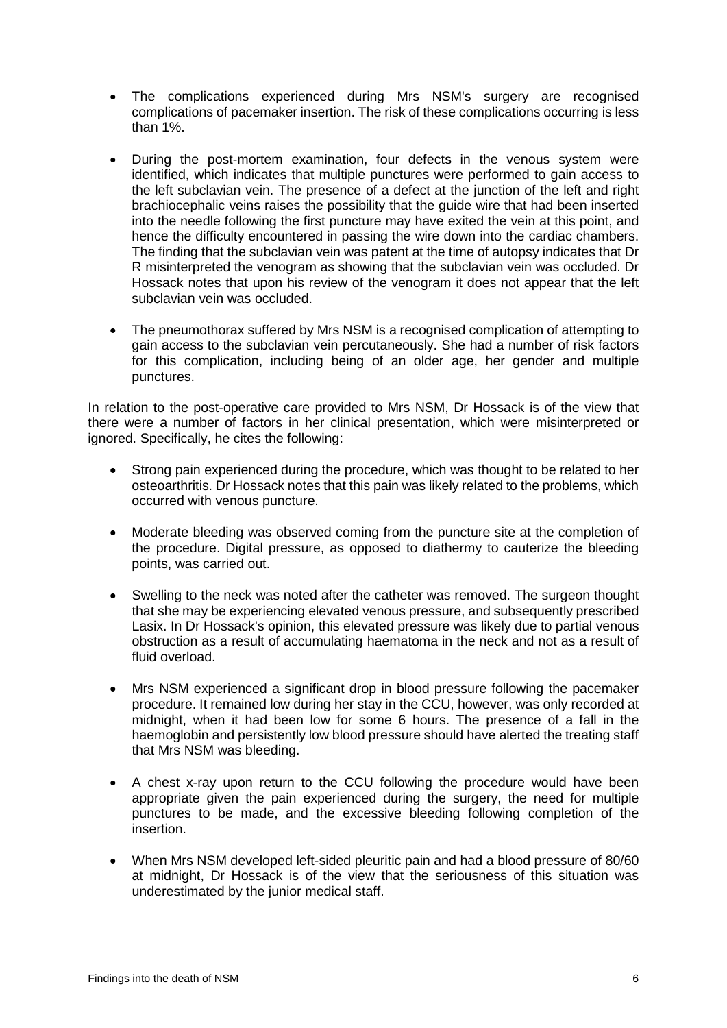- The complications experienced during Mrs NSM's surgery are recognised complications of pacemaker insertion. The risk of these complications occurring is less than 1%.

- During the post-mortem examination, four defects in the venous system were identified, which indicates that multiple punctures were performed to gain access to the left subclavian vein. The presence of a defect at the junction of the left and right brachiocephalic veins raises the possibility that the guide wire that had been inserted into the needle following the first puncture may have exited the vein at this point, and hence the difficulty encountered in passing the wire down into the cardiac chambers. The finding that the subclavian vein was patent at the time of autopsy indicates that Dr R misinterpreted the venogram as showing that the subclavian vein was occluded. Dr Hossack notes that upon his review of the venogram it does not appear that the left subclavian vein was occluded.

- The pneumothorax suffered by Mrs NSM is a recognised complication of attempting to gain access to the subclavian vein percutaneously. She had a number of risk factors for this complication, including being of an older age, her gender and multiple punctures.

In relation to the post-operative care provided to Mrs NSM, Dr Hossack is of the view that there were a number of factors in her clinical presentation, which were misinterpreted or ignored. Specifically, he cites the following:

- Strong pain experienced during the procedure, which was thought to be related to her osteoarthritis. Dr Hossack notes that this pain was likely related to the problems, which occurred with venous puncture.

- Moderate bleeding was observed coming from the puncture site at the completion of the procedure. Digital pressure, as opposed to diathermy to cauterize the bleeding points, was carried out.

- Swelling to the neck was noted after the catheter was removed. The surgeon thought that she may be experiencing elevated venous pressure, and subsequently prescribed Lasix. In Dr Hossack's opinion, this elevated pressure was likely due to partial venous obstruction as a result of accumulating haematoma in the neck and not as a result of fluid overload.

- Mrs NSM experienced a significant drop in blood pressure following the pacemaker procedure. It remained low during her stay in the CCU, however, was only recorded at midnight, when it had been low for some 6 hours. The presence of a fall in the haemoglobin and persistently low blood pressure should have alerted the treating staff that Mrs NSM was bleeding.

- A chest x-ray upon return to the CCU following the procedure would have been appropriate given the pain experienced during the surgery, the need for multiple punctures to be made, and the excessive bleeding following completion of the insertion.

- When Mrs NSM developed left-sided pleuritic pain and had a blood pressure of 80/60 at midnight, Dr Hossack is of the view that the seriousness of this situation was underestimated by the junior medical staff.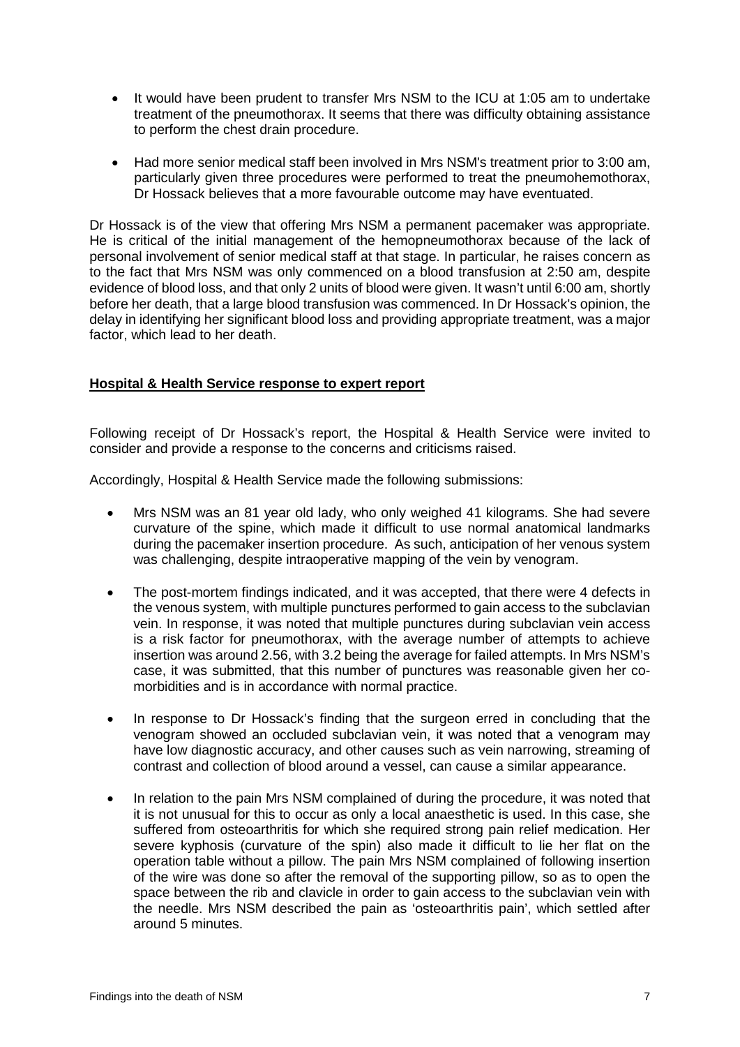- It would have been prudent to transfer Mrs NSM to the ICU at 1:05 am to undertake treatment of the pneumothorax. It seems that there was difficulty obtaining assistance to perform the chest drain procedure.

- Had more senior medical staff been involved in Mrs NSM's treatment prior to 3:00 am, particularly given three procedures were performed to treat the pneumohemothorax, Dr Hossack believes that a more favourable outcome may have eventuated.

Dr Hossack is of the view that offering Mrs NSM a permanent pacemaker was appropriate. He is critical of the initial management of the hemopneumothorax because of the lack of personal involvement of senior medical staff at that stage. In particular, he raises concern as to the fact that Mrs NSM was only commenced on a blood transfusion at 2:50 am, despite evidence of blood loss, and that only 2 units of blood were given. It wasn't until 6:00 am, shortly before her death, that a large blood transfusion was commenced. In Dr Hossack's opinion, the delay in identifying her significant blood loss and providing appropriate treatment, was a major factor, which lead to her death.

**Hospital & Health Service response to expert report**

Following receipt of Dr Hossack's report, the Hospital & Health Service were invited to consider and provide a response to the concerns and criticisms raised.

Accordingly, Hospital & Health Service made the following submissions:

- Mrs NSM was an 81 year old lady, who only weighed 41 kilograms. She had severe curvature of the spine, which made it difficult to use normal anatomical landmarks during the pacemaker insertion procedure. As such, anticipation of her venous system was challenging, despite intraoperative mapping of the vein by venogram.

- The post-mortem findings indicated, and it was accepted, that there were 4 defects in the venous system, with multiple punctures performed to gain access to the subclavian vein. In response, it was noted that multiple punctures during subclavian vein access is a risk factor for pneumothorax, with the average number of attempts to achieve insertion was around 2.56, with 3.2 being the average for failed attempts. In Mrs NSM's case, it was submitted, that this number of punctures was reasonable given her co-morbidities and is in accordance with normal practice.

- In response to Dr Hossack's finding that the surgeon erred in concluding that the venogram showed an occluded subclavian vein, it was noted that a venogram may have low diagnostic accuracy, and other causes such as vein narrowing, streaming of contrast and collection of blood around a vessel, can cause a similar appearance.

- In relation to the pain Mrs NSM complained of during the procedure, it was noted that it is not unusual for this to occur as only a local anaesthetic is used. In this case, she suffered from osteoarthritis for which she required strong pain relief medication. Her severe kyphosis (curvature of the spin) also made it difficult to lie her flat on the operation table without a pillow. The pain Mrs NSM complained of following insertion of the wire was done so after the removal of the supporting pillow, so as to open the space between the rib and clavicle in order to gain access to the subclavian vein with the needle. Mrs NSM described the pain as 'osteoarthritis pain', which settled after around 5 minutes.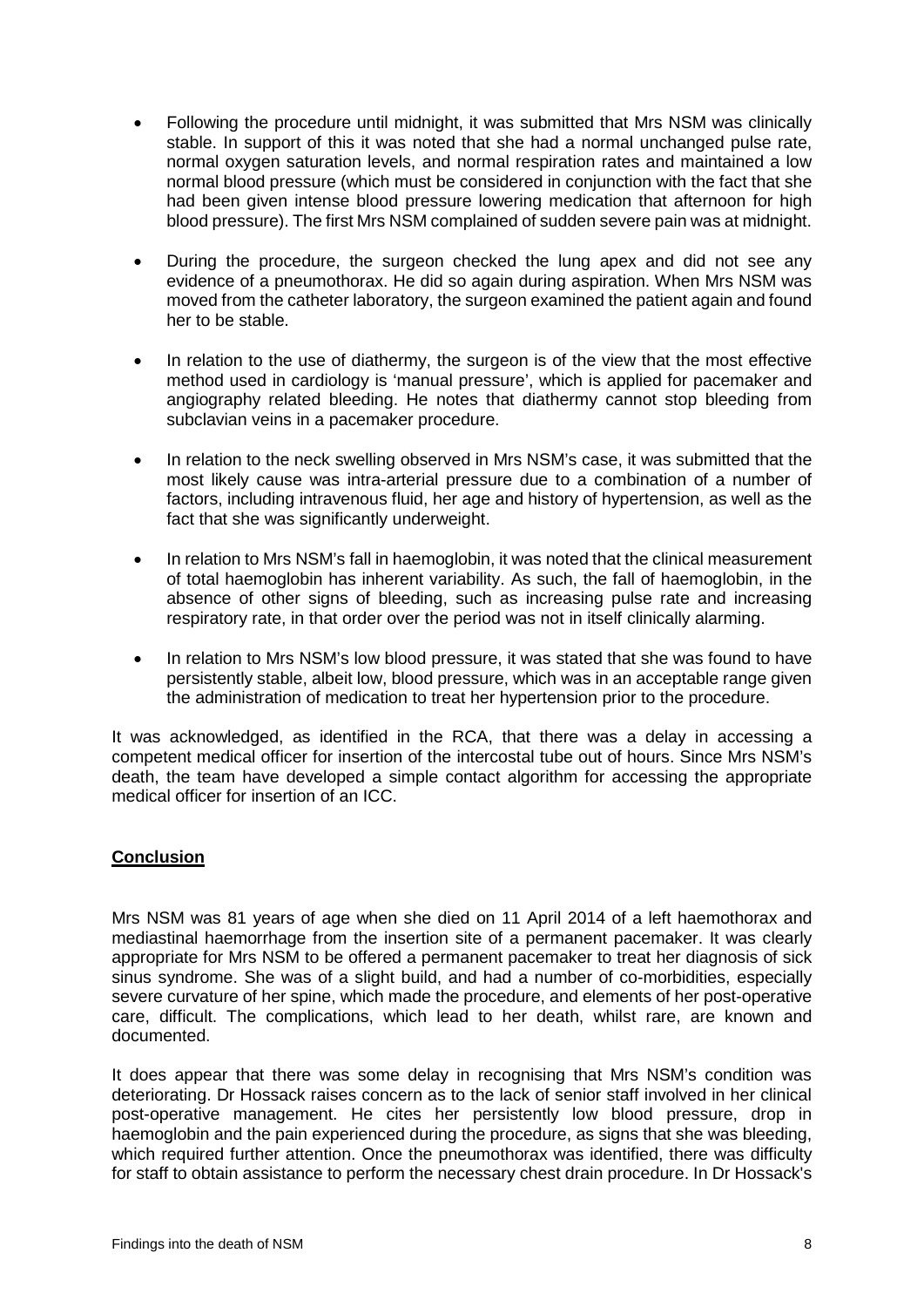- Following the procedure until midnight, it was submitted that Mrs NSM was clinically stable. In support of this it was noted that she had a normal unchanged pulse rate, normal oxygen saturation levels, and normal respiration rates and maintained a low normal blood pressure (which must be considered in conjunction with the fact that she had been given intense blood pressure lowering medication that afternoon for high blood pressure). The first Mrs NSM complained of sudden severe pain was at midnight.

- During the procedure, the surgeon checked the lung apex and did not see any evidence of a pneumothorax. He did so again during aspiration. When Mrs NSM was moved from the catheter laboratory, the surgeon examined the patient again and found her to be stable.

- In relation to the use of diathermy, the surgeon is of the view that the most effective method used in cardiology is 'manual pressure', which is applied for pacemaker and angiography related bleeding. He notes that diathermy cannot stop bleeding from subclavian veins in a pacemaker procedure.

- In relation to the neck swelling observed in Mrs NSM's case, it was submitted that the most likely cause was intra-arterial pressure due to a combination of a number of factors, including intravenous fluid, her age and history of hypertension, as well as the fact that she was significantly underweight.

- In relation to Mrs NSM's fall in haemoglobin, it was noted that the clinical measurement of total haemoglobin has inherent variability. As such, the fall of haemoglobin, in the absence of other signs of bleeding, such as increasing pulse rate and increasing respiratory rate, in that order over the period was not in itself clinically alarming.

- In relation to Mrs NSM's low blood pressure, it was stated that she was found to have persistently stable, albeit low, blood pressure, which was in an acceptable range given the administration of medication to treat her hypertension prior to the procedure.

It was acknowledged, as identified in the RCA, that there was a delay in accessing a competent medical officer for insertion of the intercostal tube out of hours. Since Mrs NSM's death, the team have developed a simple contact algorithm for accessing the appropriate medical officer for insertion of an ICC.

## Conclusion

Mrs NSM was 81 years of age when she died on 11 April 2014 of a left haemothorax and mediastinal haemorrhage from the insertion site of a permanent pacemaker. It was clearly appropriate for Mrs NSM to be offered a permanent pacemaker to treat her diagnosis of sick sinus syndrome. She was of a slight build, and had a number of co-morbidities, especially severe curvature of her spine, which made the procedure, and elements of her post-operative care, difficult. The complications, which lead to her death, whilst rare, are known and documented.

It does appear that there was some delay in recognising that Mrs NSM's condition was deteriorating. Dr Hossack raises concern as to the lack of senior staff involved in her clinical post-operative management. He cites her persistently low blood pressure, drop in haemoglobin and the pain experienced during the procedure, as signs that she was bleeding, which required further attention. Once the pneumothorax was identified, there was difficulty for staff to obtain assistance to perform the necessary chest drain procedure. In Dr Hossack's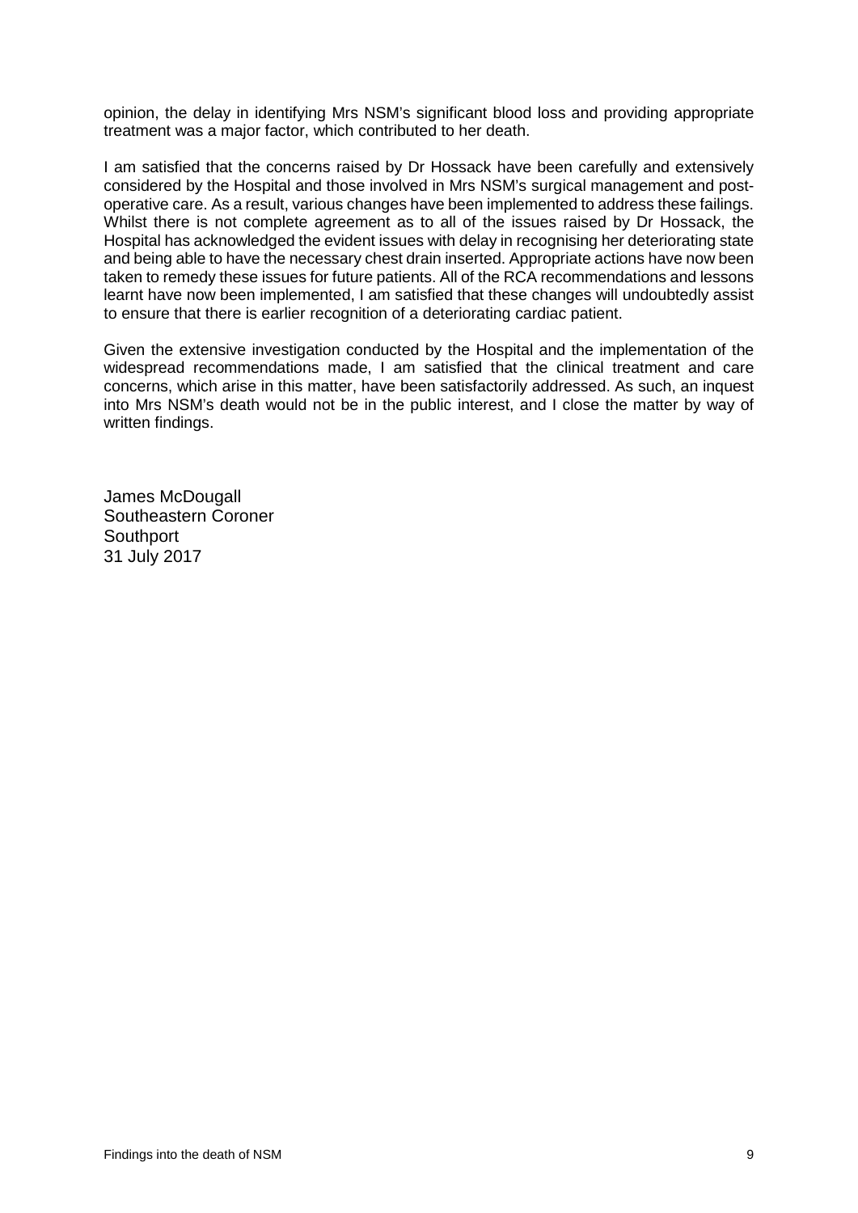opinion, the delay in identifying Mrs NSM's significant blood loss and providing appropriate treatment was a major factor, which contributed to her death.

I am satisfied that the concerns raised by Dr Hossack have been carefully and extensively considered by the Hospital and those involved in Mrs NSM's surgical management and post-operative care. As a result, various changes have been implemented to address these failings. Whilst there is not complete agreement as to all of the issues raised by Dr Hossack, the Hospital has acknowledged the evident issues with delay in recognising her deteriorating state and being able to have the necessary chest drain inserted. Appropriate actions have now been taken to remedy these issues for future patients. All of the RCA recommendations and lessons learnt have now been implemented, I am satisfied that these changes will undoubtedly assist to ensure that there is earlier recognition of a deteriorating cardiac patient.

Given the extensive investigation conducted by the Hospital and the implementation of the widespread recommendations made, I am satisfied that the clinical treatment and care concerns, which arise in this matter, have been satisfactorily addressed. As such, an inquest into Mrs NSM's death would not be in the public interest, and I close the matter by way of written findings.

James McDougall  
Southeastern Coroner  
Southport  
31 July 2017